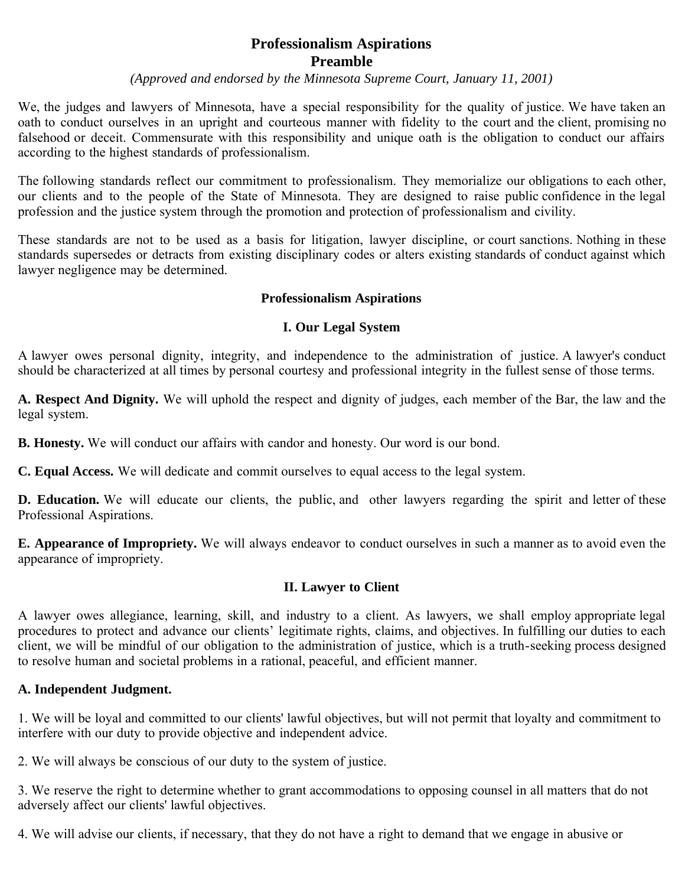# Professionalism Aspirations
# Preamble

*(Approved and endorsed by the Minnesota Supreme Court, January 11, 2001)*

We, the judges and lawyers of Minnesota, have a special responsibility for the quality of justice. We have taken an oath to conduct ourselves in an upright and courteous manner with fidelity to the court and the client, promising no falsehood or deceit. Commensurate with this responsibility and unique oath is the obligation to conduct our affairs according to the highest standards of professionalism.

The following standards reflect our commitment to professionalism. They memorialize our obligations to each other, our clients and to the people of the State of Minnesota. They are designed to raise public confidence in the legal profession and the justice system through the promotion and protection of professionalism and civility.

These standards are not to be used as a basis for litigation, lawyer discipline, or court sanctions. Nothing in these standards supersedes or detracts from existing disciplinary codes or alters existing standards of conduct against which lawyer negligence may be determined.

## Professionalism Aspirations

### I. Our Legal System

A lawyer owes personal dignity, integrity, and independence to the administration of justice. A lawyer's conduct should be characterized at all times by personal courtesy and professional integrity in the fullest sense of those terms.

**A. Respect And Dignity.** We will uphold the respect and dignity of judges, each member of the Bar, the law and the legal system.

**B. Honesty.** We will conduct our affairs with candor and honesty. Our word is our bond.

**C. Equal Access.** We will dedicate and commit ourselves to equal access to the legal system.

**D. Education.** We will educate our clients, the public, and other lawyers regarding the spirit and letter of these Professional Aspirations.

**E. Appearance of Impropriety.** We will always endeavor to conduct ourselves in such a manner as to avoid even the appearance of impropriety.

### II. Lawyer to Client

A lawyer owes allegiance, learning, skill, and industry to a client. As lawyers, we shall employ appropriate legal procedures to protect and advance our clients' legitimate rights, claims, and objectives. In fulfilling our duties to each client, we will be mindful of our obligation to the administration of justice, which is a truth-seeking process designed to resolve human and societal problems in a rational, peaceful, and efficient manner.

**A. Independent Judgment.**

1. We will be loyal and committed to our clients' lawful objectives, but will not permit that loyalty and commitment to interfere with our duty to provide objective and independent advice.

2. We will always be conscious of our duty to the system of justice.

3. We reserve the right to determine whether to grant accommodations to opposing counsel in all matters that do not adversely affect our clients' lawful objectives.

4. We will advise our clients, if necessary, that they do not have a right to demand that we engage in abusive or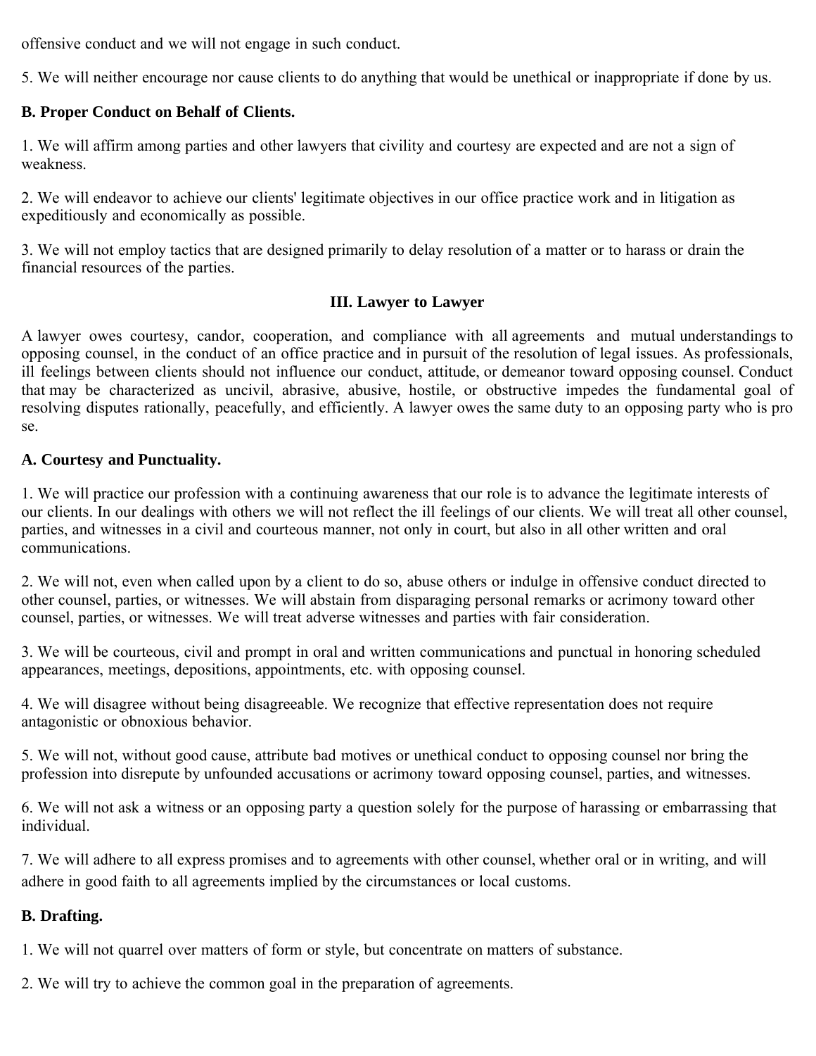offensive conduct and we will not engage in such conduct.

5. We will neither encourage nor cause clients to do anything that would be unethical or inappropriate if done by us.

**B. Proper Conduct on Behalf of Clients.**

1. We will affirm among parties and other lawyers that civility and courtesy are expected and are not a sign of weakness.

2. We will endeavor to achieve our clients' legitimate objectives in our office practice work and in litigation as expeditiously and economically as possible.

3. We will not employ tactics that are designed primarily to delay resolution of a matter or to harass or drain the financial resources of the parties.

## III. Lawyer to Lawyer

A lawyer owes courtesy, candor, cooperation, and compliance with all agreements and mutual understandings to opposing counsel, in the conduct of an office practice and in pursuit of the resolution of legal issues. As professionals, ill feelings between clients should not influence our conduct, attitude, or demeanor toward opposing counsel. Conduct that may be characterized as uncivil, abrasive, abusive, hostile, or obstructive impedes the fundamental goal of resolving disputes rationally, peacefully, and efficiently. A lawyer owes the same duty to an opposing party who is pro se.

**A. Courtesy and Punctuality.**

1. We will practice our profession with a continuing awareness that our role is to advance the legitimate interests of our clients. In our dealings with others we will not reflect the ill feelings of our clients. We will treat all other counsel, parties, and witnesses in a civil and courteous manner, not only in court, but also in all other written and oral communications.

2. We will not, even when called upon by a client to do so, abuse others or indulge in offensive conduct directed to other counsel, parties, or witnesses. We will abstain from disparaging personal remarks or acrimony toward other counsel, parties, or witnesses. We will treat adverse witnesses and parties with fair consideration.

3. We will be courteous, civil and prompt in oral and written communications and punctual in honoring scheduled appearances, meetings, depositions, appointments, etc. with opposing counsel.

4. We will disagree without being disagreeable. We recognize that effective representation does not require antagonistic or obnoxious behavior.

5. We will not, without good cause, attribute bad motives or unethical conduct to opposing counsel nor bring the profession into disrepute by unfounded accusations or acrimony toward opposing counsel, parties, and witnesses.

6. We will not ask a witness or an opposing party a question solely for the purpose of harassing or embarrassing that individual.

7. We will adhere to all express promises and to agreements with other counsel, whether oral or in writing, and will adhere in good faith to all agreements implied by the circumstances or local customs.

**B. Drafting.**

1. We will not quarrel over matters of form or style, but concentrate on matters of substance.

2. We will try to achieve the common goal in the preparation of agreements.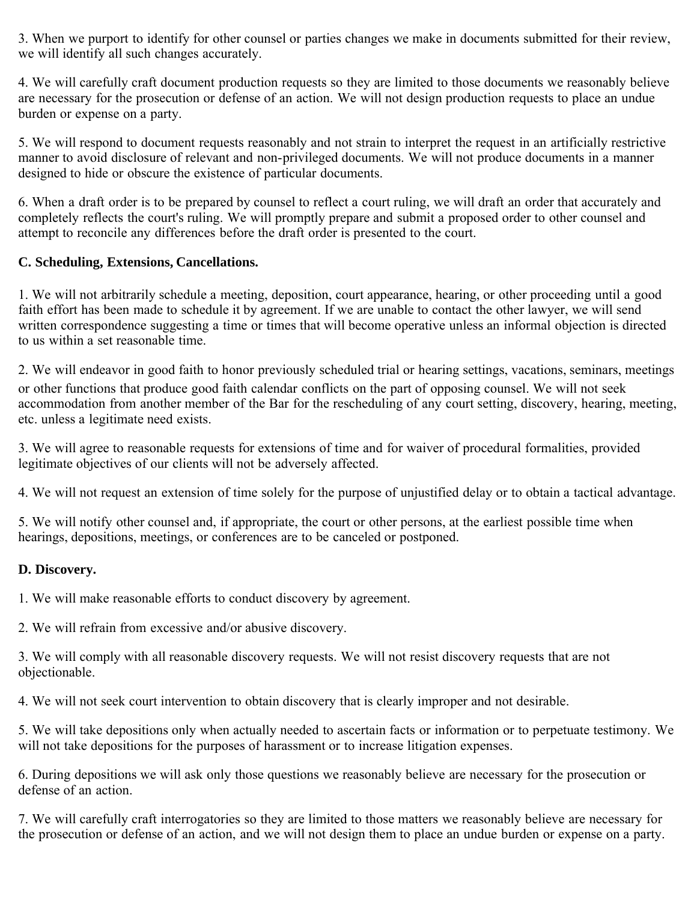3. When we purport to identify for other counsel or parties changes we make in documents submitted for their review, we will identify all such changes accurately.

4. We will carefully craft document production requests so they are limited to those documents we reasonably believe are necessary for the prosecution or defense of an action. We will not design production requests to place an undue burden or expense on a party.

5. We will respond to document requests reasonably and not strain to interpret the request in an artificially restrictive manner to avoid disclosure of relevant and non-privileged documents. We will not produce documents in a manner designed to hide or obscure the existence of particular documents.

6. When a draft order is to be prepared by counsel to reflect a court ruling, we will draft an order that accurately and completely reflects the court's ruling. We will promptly prepare and submit a proposed order to other counsel and attempt to reconcile any differences before the draft order is presented to the court.

**C. Scheduling, Extensions, Cancellations.**

1. We will not arbitrarily schedule a meeting, deposition, court appearance, hearing, or other proceeding until a good faith effort has been made to schedule it by agreement. If we are unable to contact the other lawyer, we will send written correspondence suggesting a time or times that will become operative unless an informal objection is directed to us within a set reasonable time.

2. We will endeavor in good faith to honor previously scheduled trial or hearing settings, vacations, seminars, meetings or other functions that produce good faith calendar conflicts on the part of opposing counsel. We will not seek accommodation from another member of the Bar for the rescheduling of any court setting, discovery, hearing, meeting, etc. unless a legitimate need exists.

3. We will agree to reasonable requests for extensions of time and for waiver of procedural formalities, provided legitimate objectives of our clients will not be adversely affected.

4. We will not request an extension of time solely for the purpose of unjustified delay or to obtain a tactical advantage.

5. We will notify other counsel and, if appropriate, the court or other persons, at the earliest possible time when hearings, depositions, meetings, or conferences are to be canceled or postponed.

**D. Discovery.**

1. We will make reasonable efforts to conduct discovery by agreement.

2. We will refrain from excessive and/or abusive discovery.

3. We will comply with all reasonable discovery requests. We will not resist discovery requests that are not objectionable.

4. We will not seek court intervention to obtain discovery that is clearly improper and not desirable.

5. We will take depositions only when actually needed to ascertain facts or information or to perpetuate testimony. We will not take depositions for the purposes of harassment or to increase litigation expenses.

6. During depositions we will ask only those questions we reasonably believe are necessary for the prosecution or defense of an action.

7. We will carefully craft interrogatories so they are limited to those matters we reasonably believe are necessary for the prosecution or defense of an action, and we will not design them to place an undue burden or expense on a party.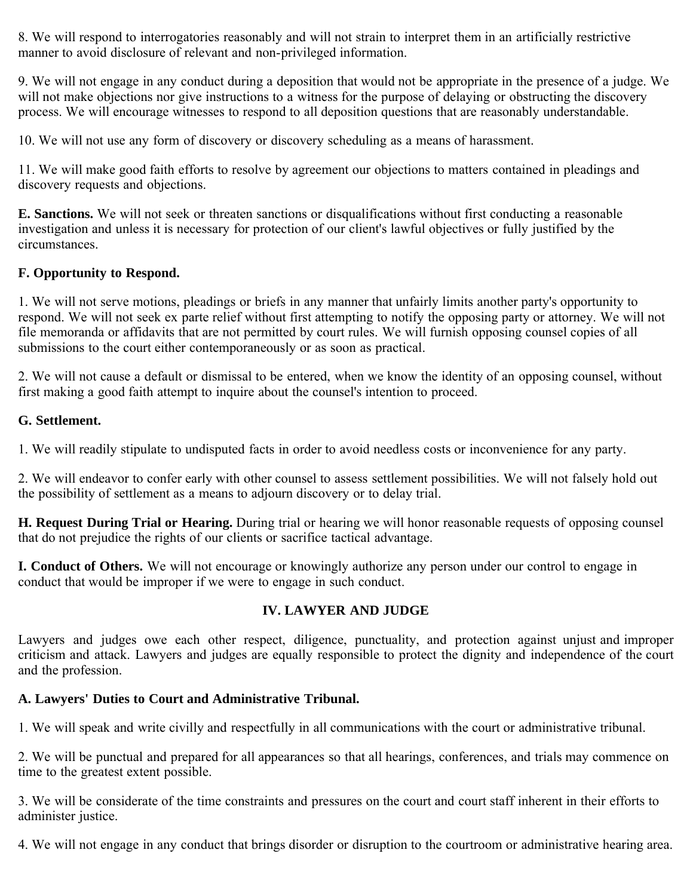8. We will respond to interrogatories reasonably and will not strain to interpret them in an artificially restrictive manner to avoid disclosure of relevant and non-privileged information.

9. We will not engage in any conduct during a deposition that would not be appropriate in the presence of a judge. We will not make objections nor give instructions to a witness for the purpose of delaying or obstructing the discovery process. We will encourage witnesses to respond to all deposition questions that are reasonably understandable.

10. We will not use any form of discovery or discovery scheduling as a means of harassment.

11. We will make good faith efforts to resolve by agreement our objections to matters contained in pleadings and discovery requests and objections.

**E. Sanctions.** We will not seek or threaten sanctions or disqualifications without first conducting a reasonable investigation and unless it is necessary for protection of our client's lawful objectives or fully justified by the circumstances.

**F. Opportunity to Respond.**

1. We will not serve motions, pleadings or briefs in any manner that unfairly limits another party's opportunity to respond. We will not seek ex parte relief without first attempting to notify the opposing party or attorney. We will not file memoranda or affidavits that are not permitted by court rules. We will furnish opposing counsel copies of all submissions to the court either contemporaneously or as soon as practical.

2. We will not cause a default or dismissal to be entered, when we know the identity of an opposing counsel, without first making a good faith attempt to inquire about the counsel's intention to proceed.

**G. Settlement.**

1. We will readily stipulate to undisputed facts in order to avoid needless costs or inconvenience for any party.

2. We will endeavor to confer early with other counsel to assess settlement possibilities. We will not falsely hold out the possibility of settlement as a means to adjourn discovery or to delay trial.

**H. Request During Trial or Hearing.** During trial or hearing we will honor reasonable requests of opposing counsel that do not prejudice the rights of our clients or sacrifice tactical advantage.

**I. Conduct of Others.** We will not encourage or knowingly authorize any person under our control to engage in conduct that would be improper if we were to engage in such conduct.

## IV. LAWYER AND JUDGE

Lawyers and judges owe each other respect, diligence, punctuality, and protection against unjust and improper criticism and attack. Lawyers and judges are equally responsible to protect the dignity and independence of the court and the profession.

**A. Lawyers' Duties to Court and Administrative Tribunal.**

1. We will speak and write civilly and respectfully in all communications with the court or administrative tribunal.

2. We will be punctual and prepared for all appearances so that all hearings, conferences, and trials may commence on time to the greatest extent possible.

3. We will be considerate of the time constraints and pressures on the court and court staff inherent in their efforts to administer justice.

4. We will not engage in any conduct that brings disorder or disruption to the courtroom or administrative hearing area.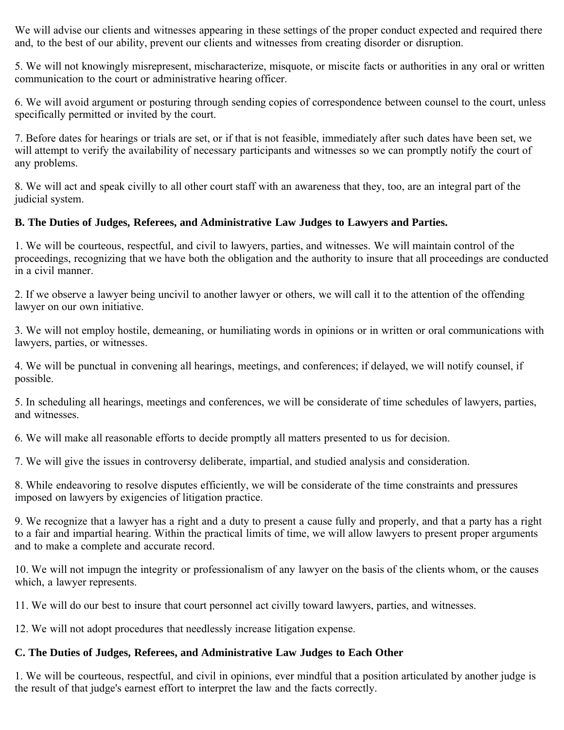We will advise our clients and witnesses appearing in these settings of the proper conduct expected and required there and, to the best of our ability, prevent our clients and witnesses from creating disorder or disruption.

5. We will not knowingly misrepresent, mischaracterize, misquote, or miscite facts or authorities in any oral or written communication to the court or administrative hearing officer.

6. We will avoid argument or posturing through sending copies of correspondence between counsel to the court, unless specifically permitted or invited by the court.

7. Before dates for hearings or trials are set, or if that is not feasible, immediately after such dates have been set, we will attempt to verify the availability of necessary participants and witnesses so we can promptly notify the court of any problems.

8. We will act and speak civilly to all other court staff with an awareness that they, too, are an integral part of the judicial system.

**B. The Duties of Judges, Referees, and Administrative Law Judges to Lawyers and Parties.**

1. We will be courteous, respectful, and civil to lawyers, parties, and witnesses. We will maintain control of the proceedings, recognizing that we have both the obligation and the authority to insure that all proceedings are conducted in a civil manner.

2. If we observe a lawyer being uncivil to another lawyer or others, we will call it to the attention of the offending lawyer on our own initiative.

3. We will not employ hostile, demeaning, or humiliating words in opinions or in written or oral communications with lawyers, parties, or witnesses.

4. We will be punctual in convening all hearings, meetings, and conferences; if delayed, we will notify counsel, if possible.

5. In scheduling all hearings, meetings and conferences, we will be considerate of time schedules of lawyers, parties, and witnesses.

6. We will make all reasonable efforts to decide promptly all matters presented to us for decision.

7. We will give the issues in controversy deliberate, impartial, and studied analysis and consideration.

8. While endeavoring to resolve disputes efficiently, we will be considerate of the time constraints and pressures imposed on lawyers by exigencies of litigation practice.

9. We recognize that a lawyer has a right and a duty to present a cause fully and properly, and that a party has a right to a fair and impartial hearing. Within the practical limits of time, we will allow lawyers to present proper arguments and to make a complete and accurate record.

10. We will not impugn the integrity or professionalism of any lawyer on the basis of the clients whom, or the causes which, a lawyer represents.

11. We will do our best to insure that court personnel act civilly toward lawyers, parties, and witnesses.

12. We will not adopt procedures that needlessly increase litigation expense.

**C. The Duties of Judges, Referees, and Administrative Law Judges to Each Other**

1. We will be courteous, respectful, and civil in opinions, ever mindful that a position articulated by another judge is the result of that judge's earnest effort to interpret the law and the facts correctly.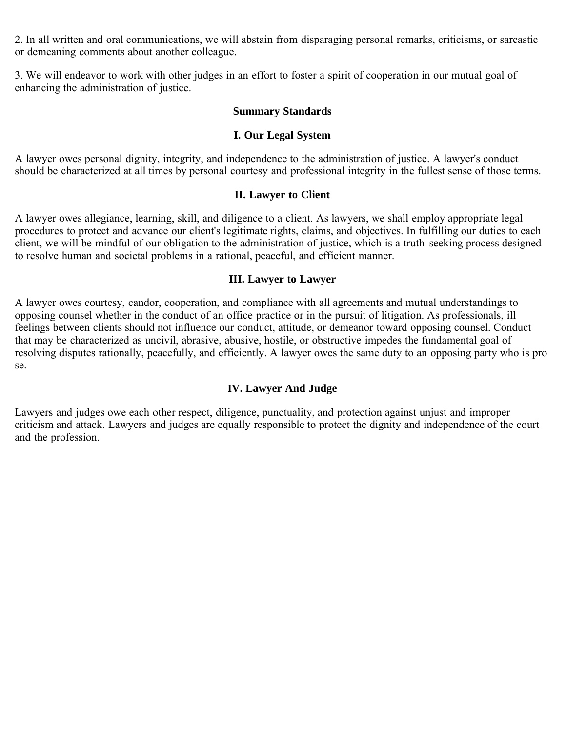2. In all written and oral communications, we will abstain from disparaging personal remarks, criticisms, or sarcastic or demeaning comments about another colleague.

3. We will endeavor to work with other judges in an effort to foster a spirit of cooperation in our mutual goal of enhancing the administration of justice.

## Summary Standards

### I. Our Legal System

A lawyer owes personal dignity, integrity, and independence to the administration of justice. A lawyer's conduct should be characterized at all times by personal courtesy and professional integrity in the fullest sense of those terms.

### II. Lawyer to Client

A lawyer owes allegiance, learning, skill, and diligence to a client. As lawyers, we shall employ appropriate legal procedures to protect and advance our client's legitimate rights, claims, and objectives. In fulfilling our duties to each client, we will be mindful of our obligation to the administration of justice, which is a truth-seeking process designed to resolve human and societal problems in a rational, peaceful, and efficient manner.

### III. Lawyer to Lawyer

A lawyer owes courtesy, candor, cooperation, and compliance with all agreements and mutual understandings to opposing counsel whether in the conduct of an office practice or in the pursuit of litigation. As professionals, ill feelings between clients should not influence our conduct, attitude, or demeanor toward opposing counsel. Conduct that may be characterized as uncivil, abrasive, abusive, hostile, or obstructive impedes the fundamental goal of resolving disputes rationally, peacefully, and efficiently. A lawyer owes the same duty to an opposing party who is pro se.

### IV. Lawyer And Judge

Lawyers and judges owe each other respect, diligence, punctuality, and protection against unjust and improper criticism and attack. Lawyers and judges are equally responsible to protect the dignity and independence of the court and the profession.